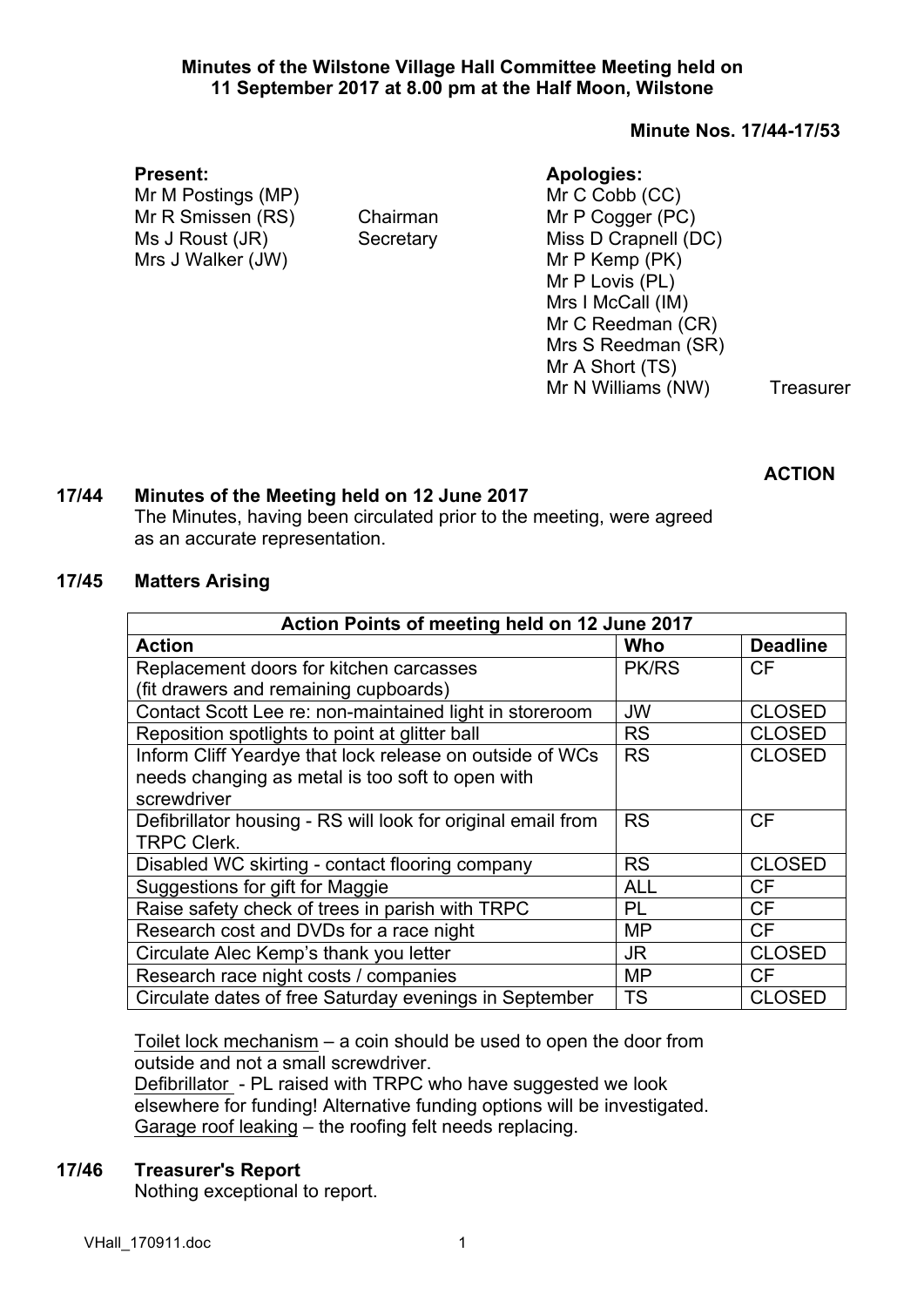**Minutes of the Wilstone Village Hall Committee Meeting held on 11 September 2017 at 8.00 pm at the Half Moon, Wilstone**

**Minute Nos. 17/44-17/53**

**Present:**

Mr M Postings (MP)
Mr R Smissen (RS) Chairman
Ms J Roust (JR) Secretary
Mrs J Walker (JW)

**Apologies:**

Mr C Cobb (CC)
Mr P Cogger (PC)
Miss D Crapnell (DC)
Mr P Kemp (PK)
Mr P Lovis (PL)
Mrs I McCall (IM)
Mr C Reedman (CR)
Mrs S Reedman (SR)
Mr A Short (TS)
Mr N Williams (NW) Treasurer

**ACTION**

**17/44 Minutes of the Meeting held on 12 June 2017**

The Minutes, having been circulated prior to the meeting, were agreed as an accurate representation.

**17/45 Matters Arising**

| Action Points of meeting held on 12 June 2017 | | |
|---|---|---|
| **Action** | **Who** | **Deadline** |
| Replacement doors for kitchen carcasses (fit drawers and remaining cupboards) | PK/RS | CF |
| Contact Scott Lee re: non-maintained light in storeroom | JW | CLOSED |
| Reposition spotlights to point at glitter ball | RS | CLOSED |
| Inform Cliff Yeardye that lock release on outside of WCs needs changing as metal is too soft to open with screwdriver | RS | CLOSED |
| Defibrillator housing - RS will look for original email from TRPC Clerk. | RS | CF |
| Disabled WC skirting - contact flooring company | RS | CLOSED |
| Suggestions for gift for Maggie | ALL | CF |
| Raise safety check of trees in parish with TRPC | PL | CF |
| Research cost and DVDs for a race night | MP | CF |
| Circulate Alec Kemp's thank you letter | JR | CLOSED |
| Research race night costs / companies | MP | CF |
| Circulate dates of free Saturday evenings in September | TS | CLOSED |

Toilet lock mechanism – a coin should be used to open the door from outside and not a small screwdriver.
Defibrillator - PL raised with TRPC who have suggested we look elsewhere for funding! Alternative funding options will be investigated.
Garage roof leaking – the roofing felt needs replacing.

**17/46 Treasurer's Report**

Nothing exceptional to report.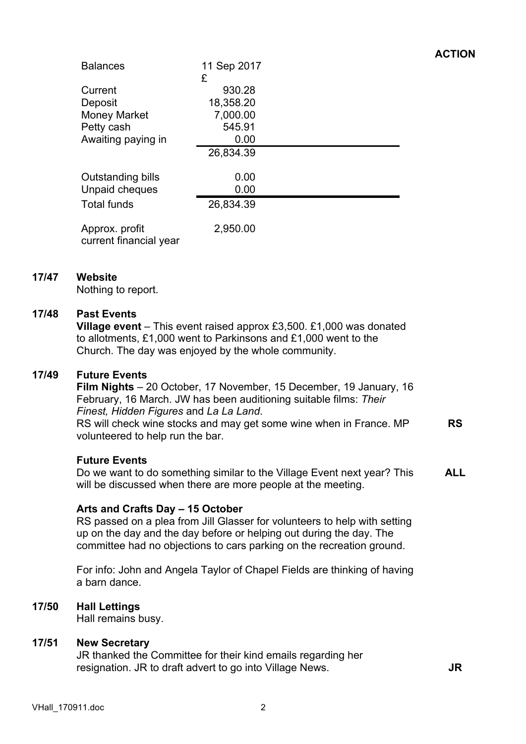**ACTION**

| Balances | 11 Sep 2017 |
|---|---|
| | £ |
| Current | 930.28 |
| Deposit | 18,358.20 |
| Money Market | 7,000.00 |
| Petty cash | 545.91 |
| Awaiting paying in | 0.00 |
| | 26,834.39 |
| Outstanding bills | 0.00 |
| Unpaid cheques | 0.00 |
| Total funds | 26,834.39 |
| Approx. profit current financial year | 2,950.00 |

**17/47 Website**

Nothing to report.

**17/48 Past Events**

**Village event** – This event raised approx £3,500. £1,000 was donated to allotments, £1,000 went to Parkinsons and £1,000 went to the Church. The day was enjoyed by the whole community.

**17/49 Future Events**

**Film Nights** – 20 October, 17 November, 15 December, 19 January, 16 February, 16 March. JW has been auditioning suitable films: *Their Finest, Hidden Figures* and *La La Land*.

RS will check wine stocks and may get some wine when in France. MP volunteered to help run the bar. **RS**

**Future Events**

Do we want to do something similar to the Village Event next year? This will be discussed when there are more people at the meeting. **ALL**

**Arts and Crafts Day – 15 October**

RS passed on a plea from Jill Glasser for volunteers to help with setting up on the day and the day before or helping out during the day. The committee had no objections to cars parking on the recreation ground.

For info: John and Angela Taylor of Chapel Fields are thinking of having a barn dance.

**17/50 Hall Lettings**

Hall remains busy.

**17/51 New Secretary**

JR thanked the Committee for their kind emails regarding her resignation. JR to draft advert to go into Village News. **JR**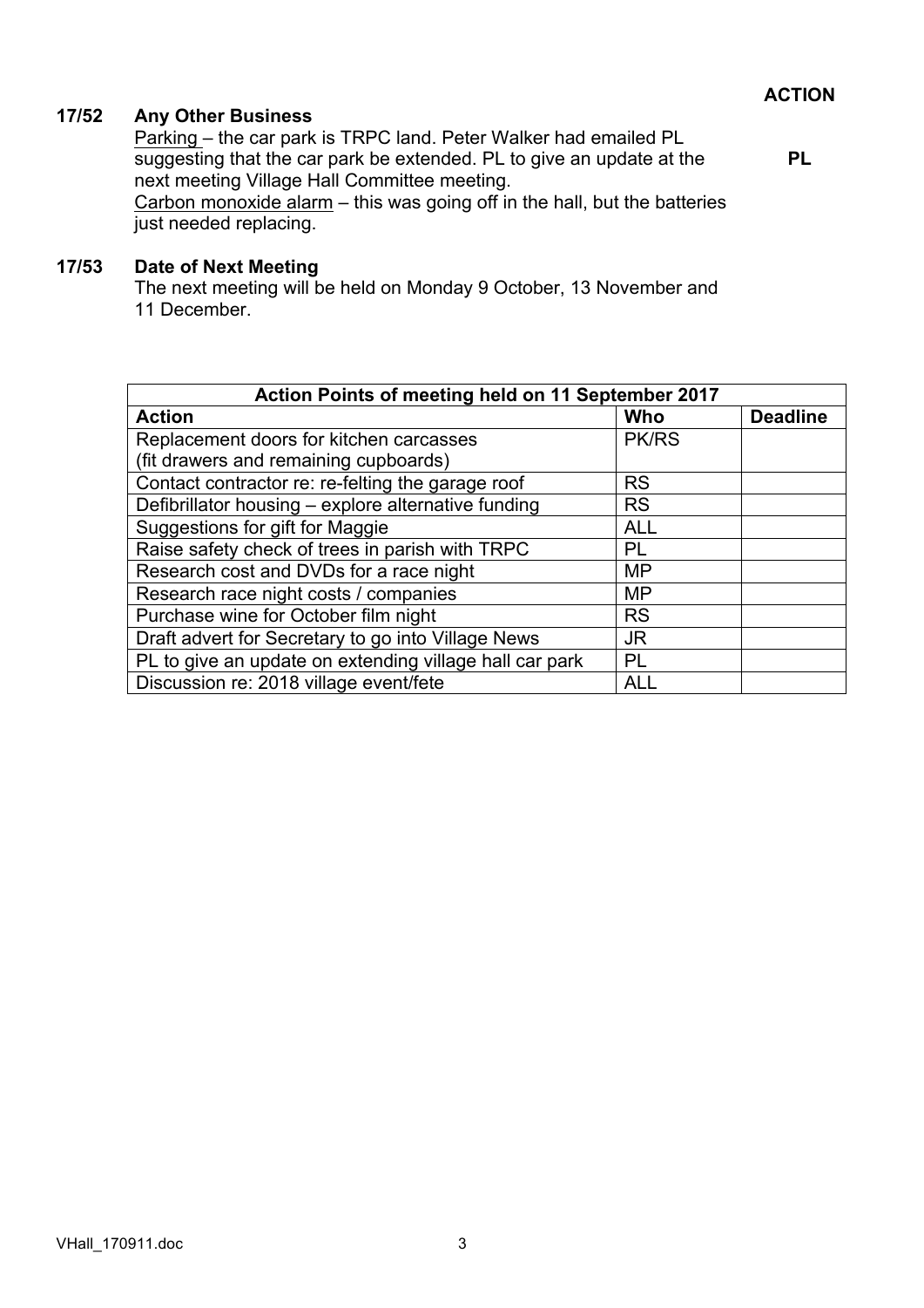**ACTION**

### 17/52 Any Other Business

Parking – the car park is TRPC land. Peter Walker had emailed PL suggesting that the car park be extended. PL to give an update at the next meeting Village Hall Committee meeting. **PL**

Carbon monoxide alarm – this was going off in the hall, but the batteries just needed replacing.

### 17/53 Date of Next Meeting

The next meeting will be held on Monday 9 October, 13 November and 11 December.

| Action Points of meeting held on 11 September 2017 | | |
|---|---|---|
| **Action** | **Who** | **Deadline** |
| Replacement doors for kitchen carcasses (fit drawers and remaining cupboards) | PK/RS | |
| Contact contractor re: re-felting the garage roof | RS | |
| Defibrillator housing – explore alternative funding | RS | |
| Suggestions for gift for Maggie | ALL | |
| Raise safety check of trees in parish with TRPC | PL | |
| Research cost and DVDs for a race night | MP | |
| Research race night costs / companies | MP | |
| Purchase wine for October film night | RS | |
| Draft advert for Secretary to go into Village News | JR | |
| PL to give an update on extending village hall car park | PL | |
| Discussion re: 2018 village event/fete | ALL | |

VHall_170911.doc